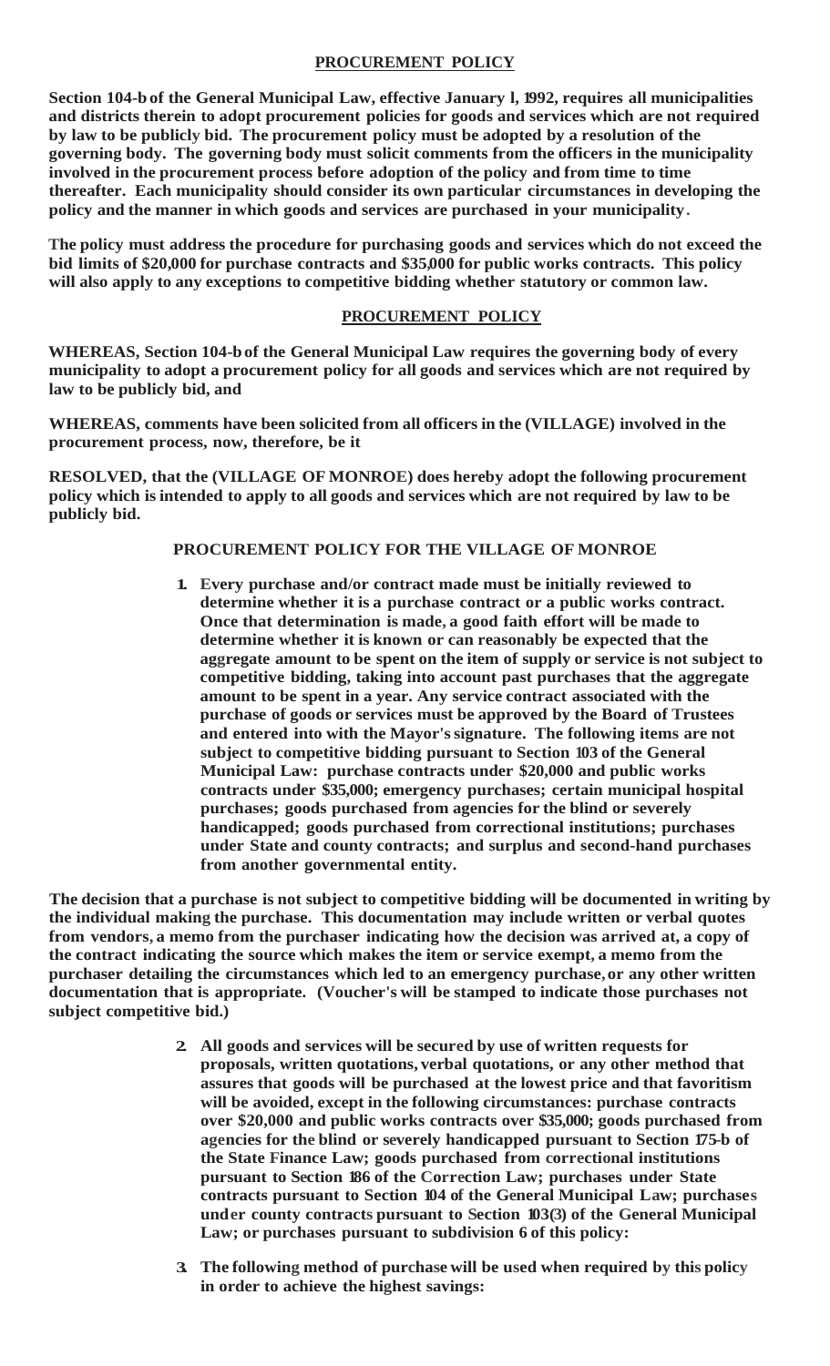## PROCUREMENT POLICY

**Section 104-b of the General Municipal Law, effective January l, 1992, requires all municipalities and districts therein to adopt procurement policies for goods and services which are not required by law to be publicly bid. The procurement policy must be adopted by a resolution of the governing body. The governing body must solicit comments from the officers in the municipality involved in the procurement process before adoption of the policy and from time to time thereafter. Each municipality should consider its own particular circumstances in developing the policy and the manner in which goods and services are purchased in your municipality.**

**The policy must address the procedure for purchasing goods and services which do not exceed the bid limits of $20,000 for purchase contracts and $35,000 for public works contracts. This policy will also apply to any exceptions to competitive bidding whether statutory or common law.**

## PROCUREMENT POLICY

**WHEREAS, Section 104-b of the General Municipal Law requires the governing body of every municipality to adopt a procurement policy for all goods and services which are not required by law to be publicly bid, and**

**WHEREAS, comments have been solicited from all officers in the (VILLAGE) involved in the procurement process, now, therefore, be it**

**RESOLVED, that the (VILLAGE OF MONROE) does hereby adopt the following procurement policy which is intended to apply to all goods and services which are not required by law to be publicly bid.**

### PROCUREMENT POLICY FOR THE VILLAGE OF MONROE

1. **Every purchase and/or contract made must be initially reviewed to determine whether it is a purchase contract or a public works contract. Once that determination is made, a good faith effort will be made to determine whether it is known or can reasonably be expected that the aggregate amount to be spent on the item of supply or service is not subject to competitive bidding, taking into account past purchases that the aggregate amount to be spent in a year. Any service contract associated with the purchase of goods or services must be approved by the Board of Trustees and entered into with the Mayor's signature. The following items are not subject to competitive bidding pursuant to Section 103 of the General Municipal Law: purchase contracts under $20,000 and public works contracts under $35,000; emergency purchases; certain municipal hospital purchases; goods purchased from agencies for the blind or severely handicapped; goods purchased from correctional institutions; purchases under State and county contracts; and surplus and second-hand purchases from another governmental entity.**

**The decision that a purchase is not subject to competitive bidding will be documented in writing by the individual making the purchase. This documentation may include written or verbal quotes from vendors, a memo from the purchaser indicating how the decision was arrived at, a copy of the contract indicating the source which makes the item or service exempt, a memo from the purchaser detailing the circumstances which led to an emergency purchase, or any other written documentation that is appropriate. (Voucher's will be stamped to indicate those purchases not subject competitive bid.)**

2. **All goods and services will be secured by use of written requests for proposals, written quotations, verbal quotations, or any other method that assures that goods will be purchased at the lowest price and that favoritism will be avoided, except in the following circumstances: purchase contracts over $20,000 and public works contracts over $35,000; goods purchased from agencies for the blind or severely handicapped pursuant to Section 175-b of the State Finance Law; goods purchased from correctional institutions pursuant to Section 186 of the Correction Law; purchases under State contracts pursuant to Section 104 of the General Municipal Law; purchases under county contracts pursuant to Section 103(3) of the General Municipal Law; or purchases pursuant to subdivision 6 of this policy:**

3. **The following method of purchase will be used when required by this policy in order to achieve the highest savings:**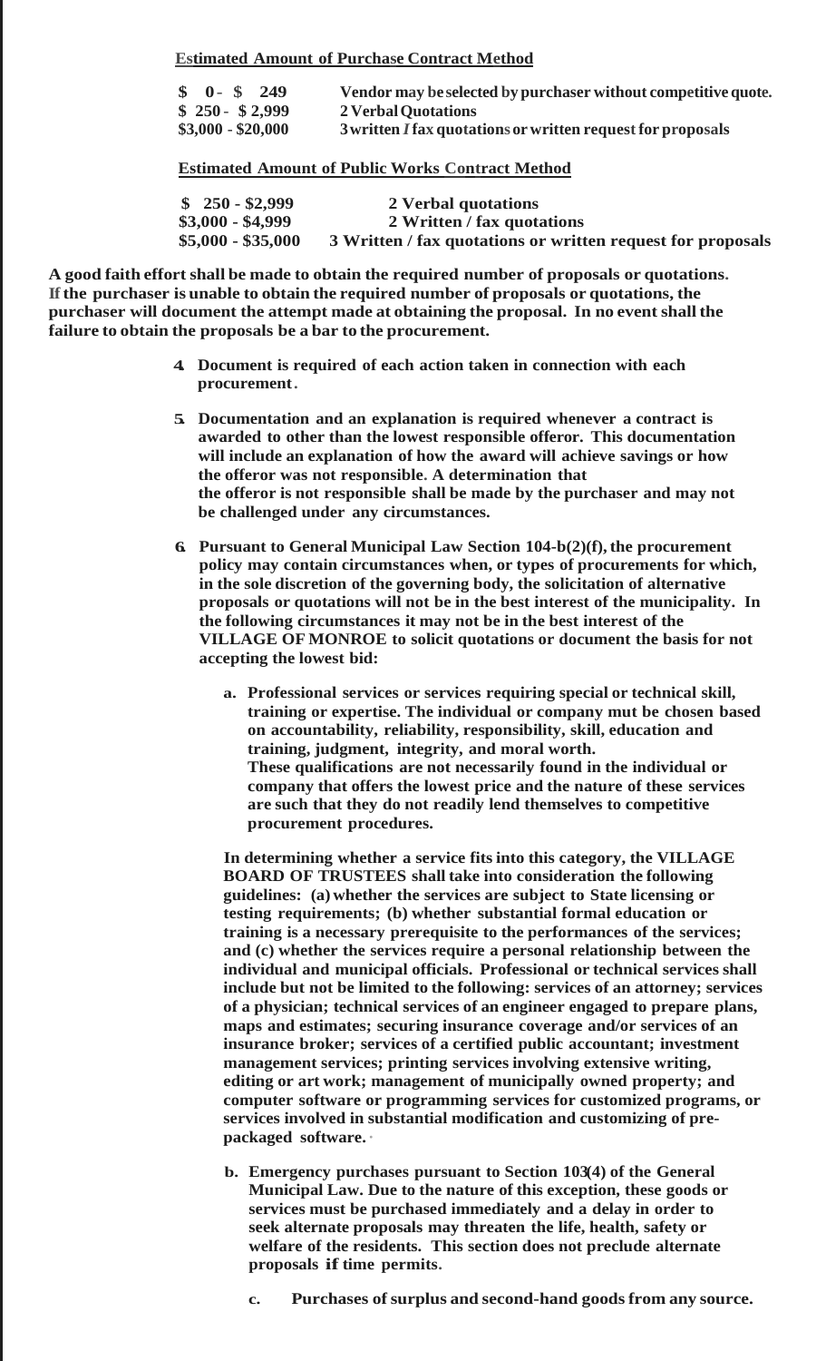**Estimated Amount of Purchase Contract Method**

| | |
|---|---|
| $ 0 - $ 249 | Vendor may be selected by purchaser without competitive quote. |
| $ 250 - $ 2,999 | 2 Verbal Quotations |
| $3,000 - $20,000 | 3 written / fax quotations or written request for proposals |

**Estimated Amount of Public Works Contract Method**

| | |
|---|---|
| $ 250 - $2,999 | 2 Verbal quotations |
| $3,000 - $4,999 | 2 Written / fax quotations |
| $5,000 - $35,000 | 3 Written / fax quotations or written request for proposals |

**A good faith effort shall be made to obtain the required number of proposals or quotations. If the purchaser is unable to obtain the required number of proposals or quotations, the purchaser will document the attempt made at obtaining the proposal. In no event shall the failure to obtain the proposals be a bar to the procurement.**

4. **Document is required of each action taken in connection with each procurement.**

5. **Documentation and an explanation is required whenever a contract is awarded to other than the lowest responsible offeror. This documentation will include an explanation of how the award will achieve savings or how the offeror was not responsible. A determination that the offeror is not responsible shall be made by the purchaser and may not be challenged under any circumstances.**

6. **Pursuant to General Municipal Law Section 104-b(2)(f), the procurement policy may contain circumstances when, or types of procurements for which, in the sole discretion of the governing body, the solicitation of alternative proposals or quotations will not be in the best interest of the municipality. In the following circumstances it may not be in the best interest of the VILLAGE OF MONROE to solicit quotations or document the basis for not accepting the lowest bid:**

   a. **Professional services or services requiring special or technical skill, training or expertise. The individual or company mut be chosen based on accountability, reliability, responsibility, skill, education and training, judgment, integrity, and moral worth. These qualifications are not necessarily found in the individual or company that offers the lowest price and the nature of these services are such that they do not readily lend themselves to competitive procurement procedures.**

   **In determining whether a service fits into this category, the VILLAGE BOARD OF TRUSTEES shall take into consideration the following guidelines: (a) whether the services are subject to State licensing or testing requirements; (b) whether substantial formal education or training is a necessary prerequisite to the performances of the services; and (c) whether the services require a personal relationship between the individual and municipal officials. Professional or technical services shall include but not be limited to the following: services of an attorney; services of a physician; technical services of an engineer engaged to prepare plans, maps and estimates; securing insurance coverage and/or services of an insurance broker; services of a certified public accountant; investment management services; printing services involving extensive writing, editing or art work; management of municipally owned property; and computer software or programming services for customized programs, or services involved in substantial modification and customizing of pre-packaged software.**

   b. **Emergency purchases pursuant to Section 103(4) of the General Municipal Law. Due to the nature of this exception, these goods or services must be purchased immediately and a delay in order to seek alternate proposals may threaten the life, health, safety or welfare of the residents. This section does not preclude alternate proposals if time permits.**

   c. **Purchases of surplus and second-hand goods from any source.**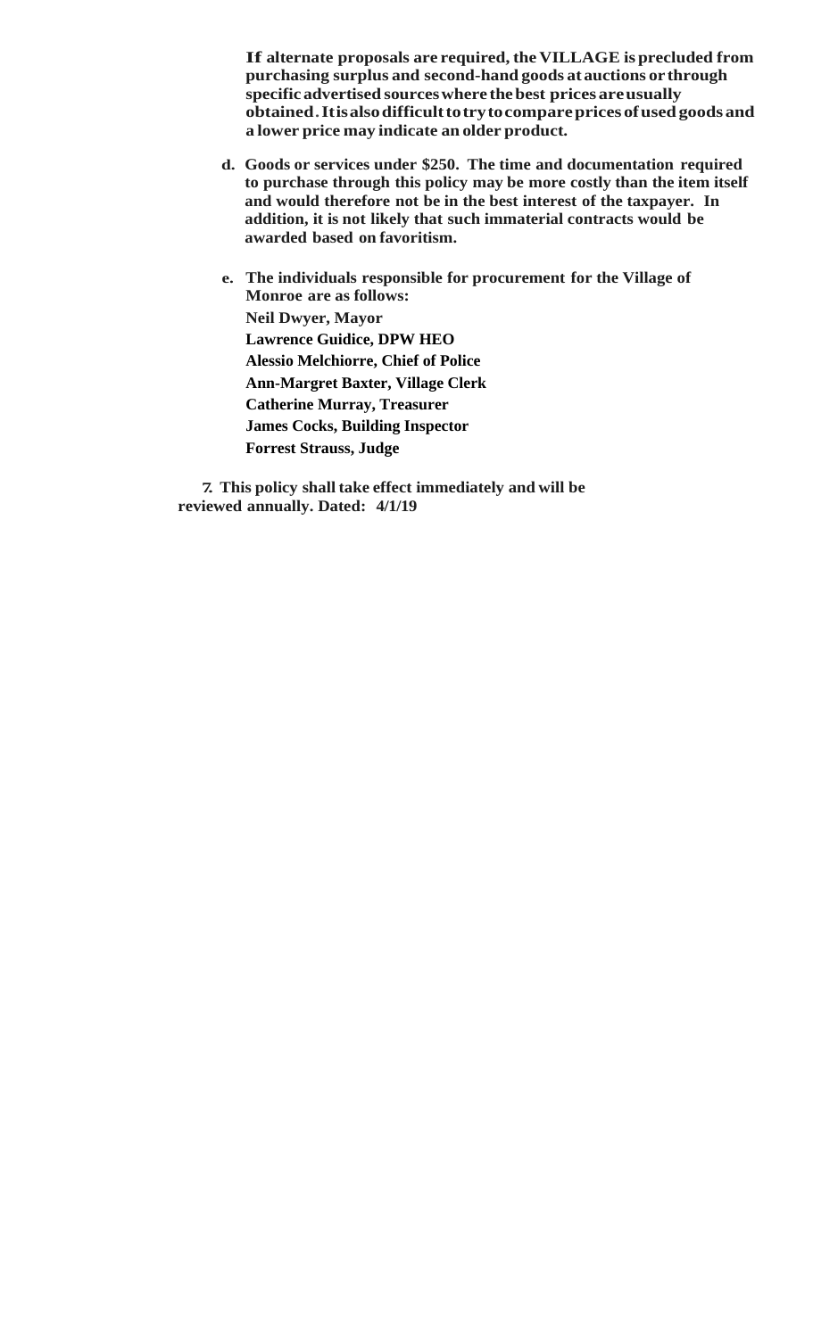**If alternate proposals are required, the VILLAGE is precluded from purchasing surplus and second-hand goods at auctions or through specific advertised sources where the best prices are usually obtained. It is also difficult to try to compare prices of used goods and a lower price may indicate an older product.**

**d. Goods or services under $250. The time and documentation required to purchase through this policy may be more costly than the item itself and would therefore not be in the best interest of the taxpayer. In addition, it is not likely that such immaterial contracts would be awarded based on favoritism.**

**e. The individuals responsible for procurement for the Village of Monroe are as follows:**

**Neil Dwyer, Mayor**
**Lawrence Guidice, DPW HEO**
**Alessio Melchiorre, Chief of Police**
**Ann-Margret Baxter, Village Clerk**
**Catherine Murray, Treasurer**
**James Cocks, Building Inspector**
**Forrest Strauss, Judge**

**7. This policy shall take effect immediately and will be reviewed annually. Dated: 4/1/19**